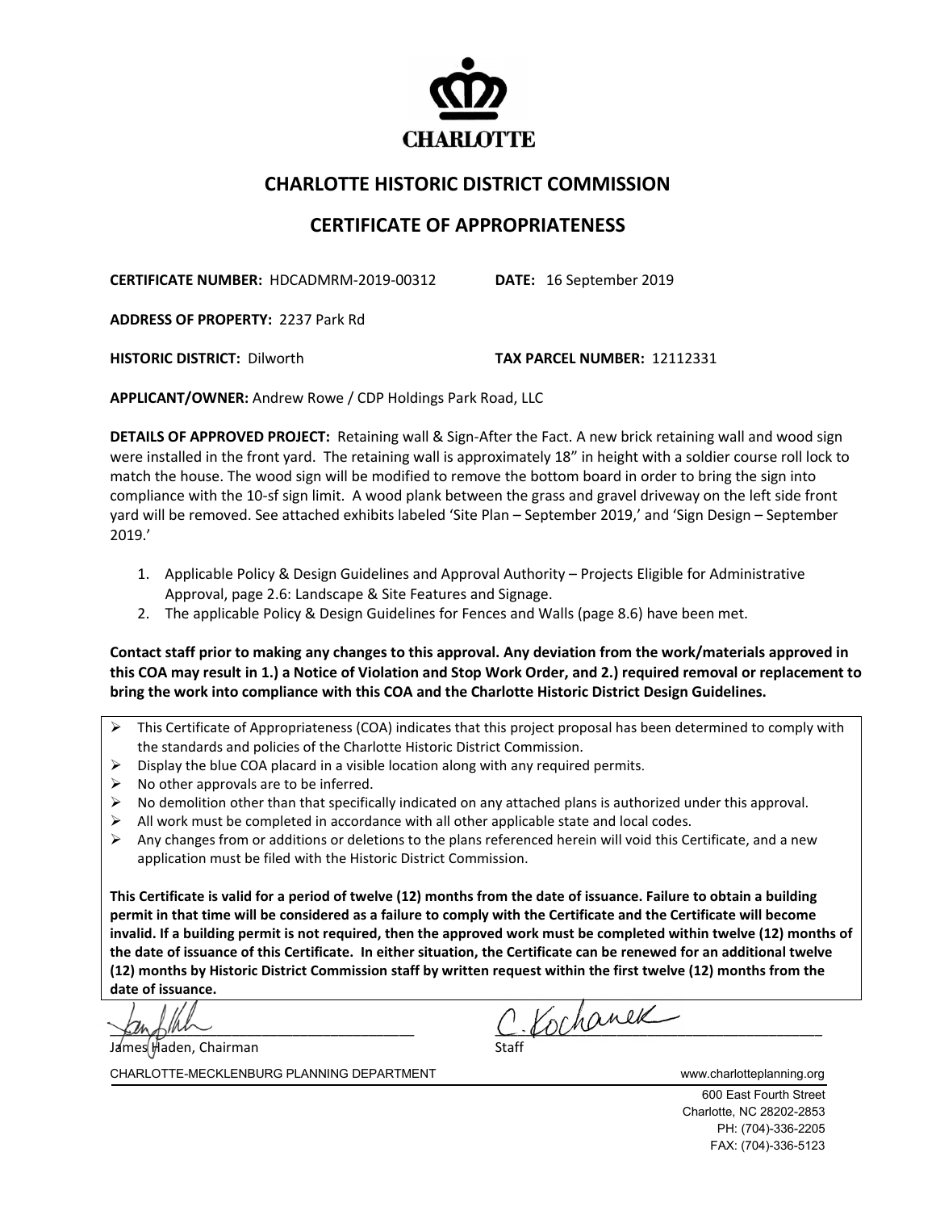CHARLOTTE

## CHARLOTTE HISTORIC DISTRICT COMMISSION

## CERTIFICATE OF APPROPRIATENESS

**CERTIFICATE NUMBER:** HDCADMRM-2019-00312 **DATE:** 16 September 2019

**ADDRESS OF PROPERTY:** 2237 Park Rd

**HISTORIC DISTRICT:** Dilworth **TAX PARCEL NUMBER:** 12112331

**APPLICANT/OWNER:** Andrew Rowe / CDP Holdings Park Road, LLC

**DETAILS OF APPROVED PROJECT:** Retaining wall & Sign-After the Fact. A new brick retaining wall and wood sign were installed in the front yard. The retaining wall is approximately 18" in height with a soldier course roll lock to match the house. The wood sign will be modified to remove the bottom board in order to bring the sign into compliance with the 10-sf sign limit. A wood plank between the grass and gravel driveway on the left side front yard will be removed. See attached exhibits labeled 'Site Plan – September 2019,' and 'Sign Design – September 2019.'

1. Applicable Policy & Design Guidelines and Approval Authority – Projects Eligible for Administrative Approval, page 2.6: Landscape & Site Features and Signage.
2. The applicable Policy & Design Guidelines for Fences and Walls (page 8.6) have been met.

**Contact staff prior to making any changes to this approval. Any deviation from the work/materials approved in this COA may result in 1.) a Notice of Violation and Stop Work Order, and 2.) required removal or replacement to bring the work into compliance with this COA and the Charlotte Historic District Design Guidelines.**

- This Certificate of Appropriateness (COA) indicates that this project proposal has been determined to comply with the standards and policies of the Charlotte Historic District Commission.
- Display the blue COA placard in a visible location along with any required permits.
- No other approvals are to be inferred.
- No demolition other than that specifically indicated on any attached plans is authorized under this approval.
- All work must be completed in accordance with all other applicable state and local codes.
- Any changes from or additions or deletions to the plans referenced herein will void this Certificate, and a new application must be filed with the Historic District Commission.

**This Certificate is valid for a period of twelve (12) months from the date of issuance. Failure to obtain a building permit in that time will be considered as a failure to comply with the Certificate and the Certificate will become invalid. If a building permit is not required, then the approved work must be completed within twelve (12) months of the date of issuance of this Certificate. In either situation, the Certificate can be renewed for an additional twelve (12) months by Historic District Commission staff by written request within the first twelve (12) months from the date of issuance.**

James Haden, Chairman

C. Kochanek
Staff

CHARLOTTE-MECKLENBURG PLANNING DEPARTMENT www.charlotteplanning.org

600 East Fourth Street
Charlotte, NC 28202-2853
PH: (704)-336-2205
FAX: (704)-336-5123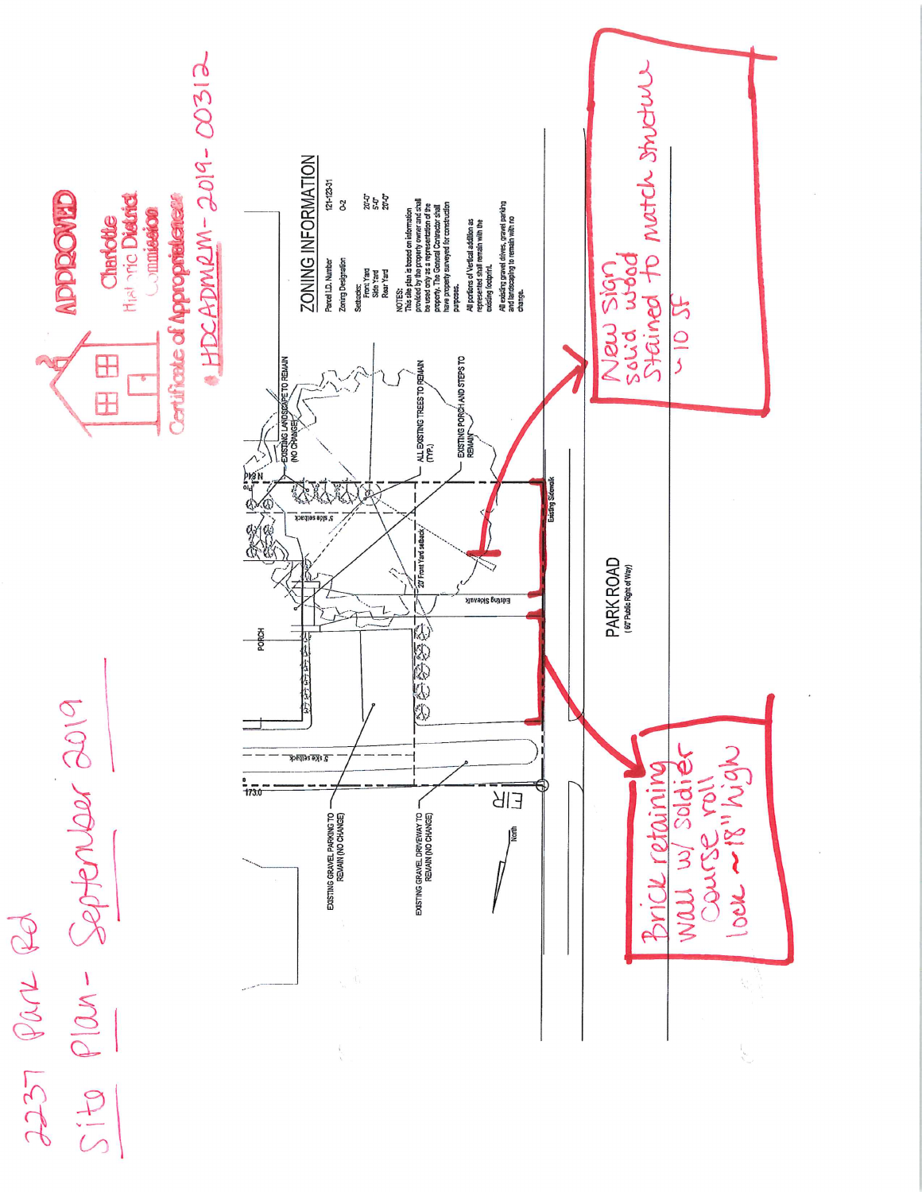2237 Park Rd
Site Plan - September 2019

**APPROVED**
Charlotte Historic District Commission
Certificate of Appropriateness
HDCADMRM-2019-00312

## ZONING INFORMATION

| | |
|---|---|
| Parcel I.D. Number | 121-123-31 |
| Zoning Designation | O-2 |
| Setbacks: | |
| Front Yard | 20'-0" |
| Side Yard | 5'-0" |
| Rear Yard | 20'-0" |

NOTES:
This site plan is based on information provided by the property owner and shall be used only as a representation of the property. The General Contractor shall have property surveyed for construction purposes.

All portions of Vertical addition as represented shall remain with the existing footprint.

All existing gravel drives, gravel parking and landscaping to remain with no change.

EXISTING LANDSCAPE TO REMAIN (NO CHANGE)

ALL EXISTING TREES TO REMAIN (TYP.)

EXISTING PORCH AND STEPS TO REMAIN

EXISTING GRAVEL PARKING TO REMAIN (NO CHANGE)

EXISTING GRAVEL DRIVEWAY TO REMAIN (NO CHANGE)

PORCH

5' side setback

20' Front Yard setback

Existing Sidewalk

PARK ROAD
(60' Public Right of Way)

173.0'

EIR

North

New sign solid wood stained to match structure ~10 SF

Brick retaining wall w/ soldier course roll lock ~18" high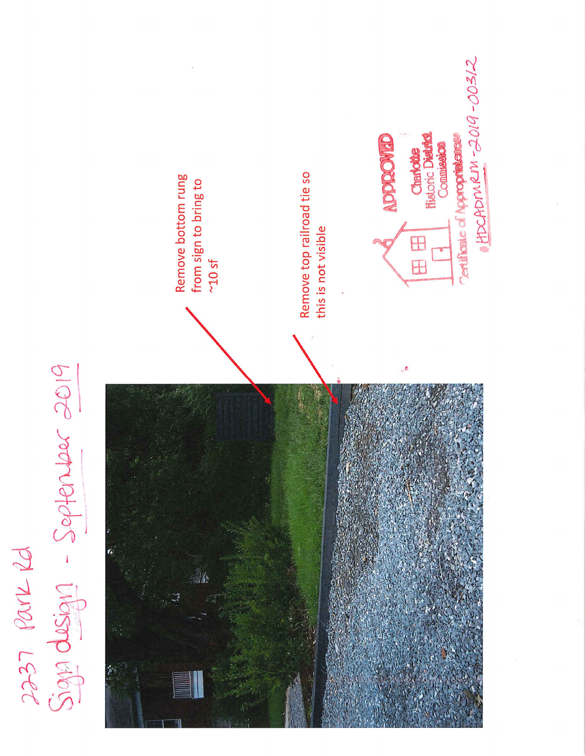2237 Park Rd

Sign design - September 2019

Remove bottom rung from sign to bring to ~10 sf

Remove top railroad tie so this is not visible

APPROVED

Charlotte Historic District Commission

Certificate of Appropriateness

# HDCADMRM-2019-00312